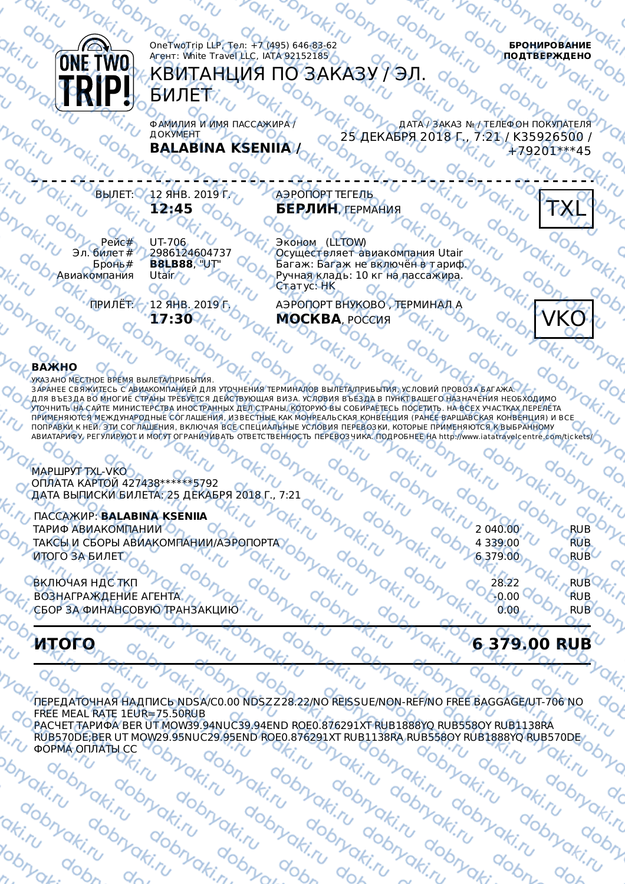OneTwoTrip LLP, Тел: +7 (495) 646-83-62
Агент: White Travel LLC, IATA 92152185

**БРОНИРОВАНИЕ ПОДТВЕРЖДЕНО**

# КВИТАНЦИЯ ПО ЗАКАЗУ / ЭЛ. БИЛЕТ

ФАМИЛИЯ И ИМЯ ПАССАЖИРА / ДОКУМЕНТ
**BALABINA KSENIIA /**

ДАТА / ЗАКАЗ № / ТЕЛЕФОН ПОКУПАТЕЛЯ
25 ДЕКАБРЯ 2018 Г., 7:21 / K35926500 / +79201***45

---

ВЫЛЕТ: 12 ЯНВ. 2019 Г.
**12:45**

АЭРОПОРТ ТЕГЕЛЬ
**БЕРЛИН**, ГЕРМАНИЯ

TXL

Рейс# UT-706
Эл. билет# 2986124604737
Бронь# **B8LB88**, "UT"
Авиакомпания Utair

Эконом (LLTOW)
Осуществляет авиакомпания Utair
Багаж: Багаж не включён в тариф.
Ручная кладь: 10 кг на пассажира.
Статус: НК

ПРИЛЁТ: 12 ЯНВ. 2019 Г.
**17:30**

АЭРОПОРТ ВНУКОВО , ТЕРМИНАЛ А
**МОСКВА**, РОССИЯ

VKO

**ВАЖНО**

УКАЗАНО МЕСТНОЕ ВРЕМЯ ВЫЛЕТА/ПРИБЫТИЯ.
ЗАРАНЕЕ СВЯЖИТЕСЬ С АВИАКОМПАНИЕЙ ДЛЯ УТОЧНЕНИЯ ТЕРМИНАЛОВ ВЫЛЕТА/ПРИБЫТИЯ, УСЛОВИЙ ПРОВОЗА БАГАЖА.
ДЛЯ ВЪЕЗДА ВО МНОГИЕ СТРАНЫ ТРЕБУЕТСЯ ДЕЙСТВУЮЩАЯ ВИЗА. УСЛОВИЯ ВЪЕЗДА В ПУНКТ ВАШЕГО НАЗНАЧЕНИЯ НЕОБХОДИМО УТОЧНИТЬ НА САЙТЕ МИНИСТЕРСТВА ИНОСТРАННЫХ ДЕЛ СТРАНЫ, КОТОРУЮ ВЫ СОБИРАЕТЕСЬ ПОСЕТИТЬ. НА ВСЕХ УЧАСТКАХ ПЕРЕЛЁТА ПРИМЕНЯЮТСЯ МЕЖДУНАРОДНЫЕ СОГЛАШЕНИЯ, ИЗВЕСТНЫЕ КАК МОНРЕАЛЬСКАЯ КОНВЕНЦИЯ (РАНЕЕ ВАРШАВСКАЯ КОНВЕНЦИЯ) И ВСЕ ПОПРАВКИ К НЕЙ. ЭТИ СОГЛАШЕНИЯ, ВКЛЮЧАЯ ВСЕ СПЕЦИАЛЬНЫЕ УСЛОВИЯ ПЕРЕВОЗКИ, КОТОРЫЕ ПРИМЕНЯЮТСЯ К ВЫБРАННОМУ АВИАТАРИФУ, РЕГУЛИРУЮТ И МОГУТ ОГРАНИЧИВАТЬ ОТВЕТСТВЕННОСТЬ ПЕРЕВОЗЧИКА. ПОДРОБНЕЕ НА http://www.iatatravelcentre.com/tickets/

МАРШРУТ TXL-VKO
ОПЛАТА КАРТОЙ 427438******5792
ДАТА ВЫПИСКИ БИЛЕТА: 25 ДЕКАБРЯ 2018 Г., 7:21

ПАССАЖИР: **BALABINA KSENIIA**

| | | |
|---|---|---|
| ТАРИФ АВИАКОМПАНИИ | 2 040.00 | RUB |
| ТАКСЫ И СБОРЫ АВИАКОМПАНИИ/АЭРОПОРТА | 4 339.00 | RUB |
| ИТОГО ЗА БИЛЕТ | 6 379.00 | RUB |
| ВКЛЮЧАЯ НДС ТКП | 28.22 | RUB |
| ВОЗНАГРАЖДЕНИЕ АГЕНТА | -0.00 | RUB |
| СБОР ЗА ФИНАНСОВУЮ ТРАНЗАКЦИЮ | 0.00 | RUB |

## ИТОГО 6 379.00 RUB

ПЕРЕДАТОЧНАЯ НАДПИСЬ NDSA/C0.00 NDSZZ28.22/NO REISSUE/NON-REF/NO FREE BAGGAGE/UT-706 NO FREE MEAL RATE 1EUR=75.50RUB
РАСЧЕТ ТАРИФА BER UT MOW39.94NUC39.94END ROE0.876291XT RUB1888YQ RUB558OY RUB1138RA RUB570DE;BER UT MOW29.95NUC29.95END ROE0.876291XT RUB1138RA RUB558OY RUB1888YQ RUB570DE
ФОРМА ОПЛАТЫ CC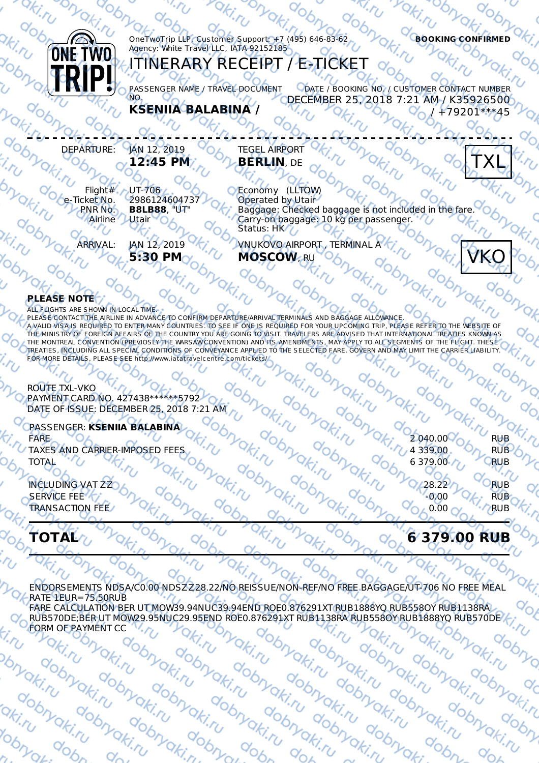ONE TWO TRIP!

OneTwoTrip LLP, Customer Support: +7 (495) 646-83-62
Agency: White Travel LLC, IATA 92152185

**BOOKING CONFIRMED**

# ITINERARY RECEIPT / E-TICKET

PASSENGER NAME / TRAVEL DOCUMENT NO.
**KSENIIA BALABINA /**

DATE / BOOKING NO. / CUSTOMER CONTACT NUMBER
DECEMBER 25, 2018 7:21 AM / K35926500 / +79201***45

---

DEPARTURE: JAN 12, 2019 **12:45 PM**
TEGEL AIRPORT
**BERLIN**, DE
TXL

Flight# UT-706
e-Ticket No. 2986124604737
PNR No. **B8LB88**, "UT"
Airline Utair

Economy (LLTOW)
Operated by Utair
Baggage: Checked baggage is not included in the fare.
Carry-on baggage: 10 kg per passenger.
Status: HK

ARRIVAL: JAN 12, 2019 **5:30 PM**
VNUKOVO AIRPORT , TERMINAL A
**MOSCOW**, RU
VKO

**PLEASE NOTE**

ALL FLIGHTS ARE SHOWN IN LOCAL TIME.
PLEASE CONTACT THE AIRLINE IN ADVANCE TO CONFIRM DEPARTURE/ARRIVAL TERMINALS AND BAGGAGE ALLOWANCE.
A VALID VISA IS REQUIRED TO ENTER MANY COUNTRIES. TO SEE IF ONE IS REQUIRED FOR YOUR UPCOMING TRIP, PLEASE REFER TO THE WEBSITE OF THE MINISTRY OF FOREIGN AFFAIRS OF THE COUNTRY YOU ARE GOING TO VISIT. TRAVELERS ARE ADVISED THAT INTERNATIONAL TREATIES KNOWN AS THE MONTREAL CONVENTION (PREVIOSLY THE WARSAWCONVENTION) AND ITS AMENDMENTS, MAY APPLY TO ALL SEGMENTS OF THE FLIGHT. THESE TREATIES, INCLUDING ALL SPECIAL CONDITIONS OF CONVEYANCE APPLIED TO THE SELECTED FARE, GOVERN AND MAY LIMIT THE CARRIER LIABILITY. FOR MORE DETAILS, PLEASE SEE http://www.iatatravelcentre.com/tickets/

ROUTE TXL-VKO
PAYMENT CARD NO. 427438******5792
DATE OF ISSUE: DECEMBER 25, 2018 7:21 AM

| PASSENGER: **KSENIIA BALABINA** | | |
|---|---|---|
| FARE | 2 040.00 | RUB |
| TAXES AND CARRIER-IMPOSED FEES | 4 339.00 | RUB |
| TOTAL | 6 379.00 | RUB |
| INCLUDING VAT ZZ | 28.22 | RUB |
| SERVICE FEE | -0.00 | RUB |
| TRANSACTION FEE | 0.00 | RUB |

| **TOTAL** | **6 379.00 RUB** |
|---|---|

ENDORSEMENTS NDSA/C0.00 NDSZZ28.22/NO REISSUE/NON-REF/NO FREE BAGGAGE/UT-706 NO FREE MEAL
RATE 1EUR=75.50RUB
FARE CALCULATION BER UT MOW39.94NUC39.94END ROE0.876291XT RUB1888YQ RUB558OY RUB1138RA RUB570DE;BER UT MOW29.95NUC29.95END ROE0.876291XT RUB1138RA RUB558OY RUB1888YQ RUB570DE
FORM OF PAYMENT CC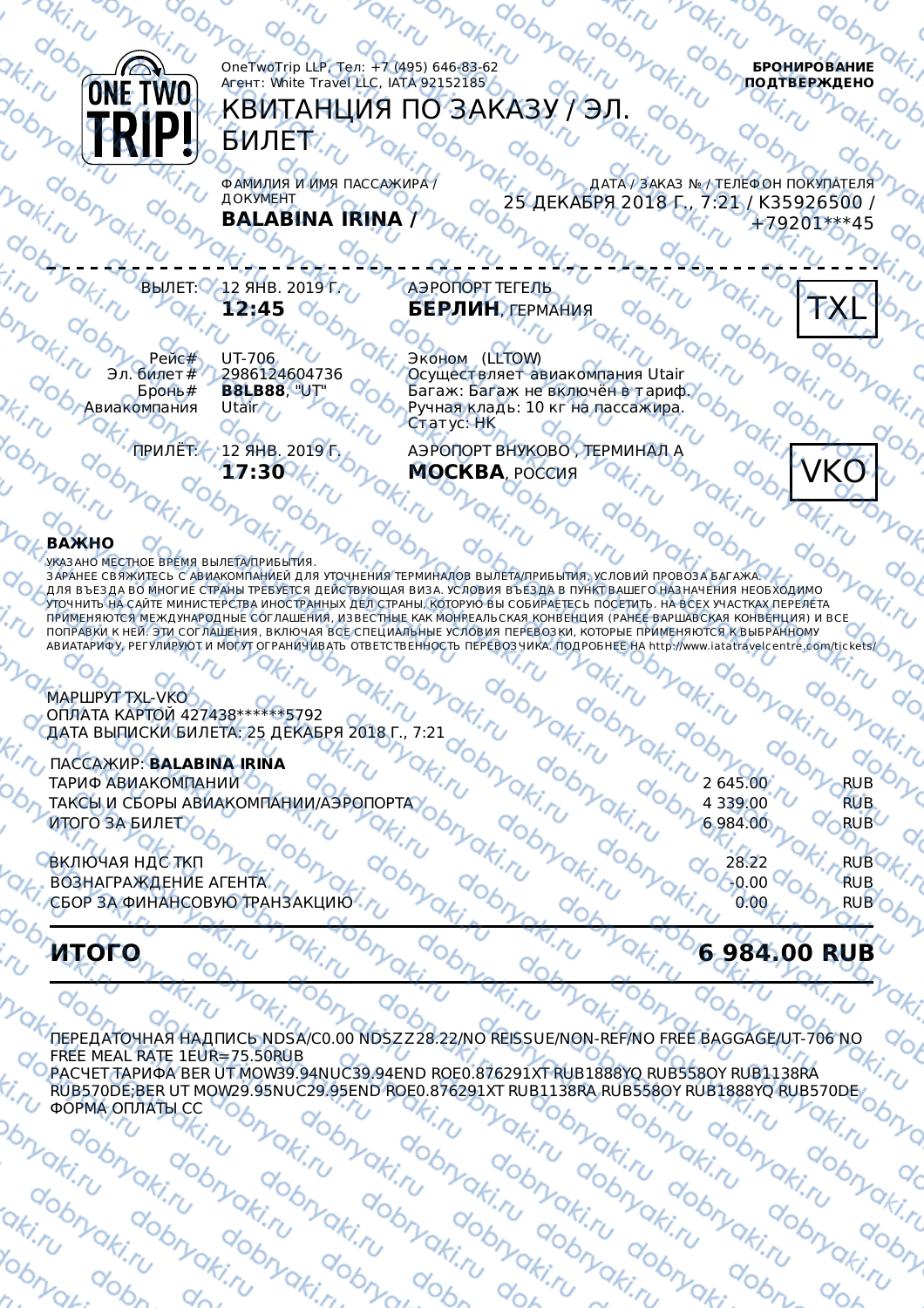OneTwoTrip LLP, Тел: +7 (495) 646-83-62
Агент: White Travel LLC, IATA 92152185

**БРОНИРОВАНИЕ ПОДТВЕРЖДЕНО**

# КВИТАНЦИЯ ПО ЗАКАЗУ / ЭЛ. БИЛЕТ

ФАМИЛИЯ И ИМЯ ПАССАЖИРА / ДОКУМЕНТ
**BALABINA IRINA /**

ДАТА / ЗАКАЗ № / ТЕЛЕФОН ПОКУПАТЕЛЯ
25 ДЕКАБРЯ 2018 Г., 7:21 / K35926500 / +79201***45

---

ВЫЛЕТ: 12 ЯНВ. 2019 Г. **12:45**
АЭРОПОРТ ТЕГЕЛЬ
**БЕРЛИН**, ГЕРМАНИЯ
TXL

Рейс# UT-706
Эл. билет# 2986124604736
Бронь# **B8LB88**, "UT"
Авиакомпания Utair

Эконом (LLTOW)
Осуществляет авиакомпания Utair
Багаж: Багаж не включён в тариф.
Ручная кладь: 10 кг на пассажира.
Статус: HK

ПРИЛЁТ: 12 ЯНВ. 2019 Г. **17:30**
АЭРОПОРТ ВНУКОВО , ТЕРМИНАЛ А
**МОСКВА**, РОССИЯ
VKO

**ВАЖНО**

УКАЗАНО МЕСТНОЕ ВРЕМЯ ВЫЛЕТА/ПРИБЫТИЯ.
ЗАРАНЕЕ СВЯЖИТЕСЬ С АВИАКОМПАНИЕЙ ДЛЯ УТОЧНЕНИЯ ТЕРМИНАЛОВ ВЫЛЕТА/ПРИБЫТИЯ, УСЛОВИЙ ПРОВОЗА БАГАЖА.
ДЛЯ ВЪЕЗДА ВО МНОГИЕ СТРАНЫ ТРЕБУЕТСЯ ДЕЙСТВУЮЩАЯ ВИЗА. УСЛОВИЯ ВЪЕЗДА В ПУНКТ ВАШЕГО НАЗНАЧЕНИЯ НЕОБХОДИМО УТОЧНИТЬ НА САЙТЕ МИНИСТЕРСТВА ИНОСТРАННЫХ ДЕЛ СТРАНЫ, КОТОРУЮ ВЫ СОБИРАЕТЕСЬ ПОСЕТИТЬ. НА ВСЕХ УЧАСТКАХ ПЕРЕЛЁТА ПРИМЕНЯЮТСЯ МЕЖДУНАРОДНЫЕ СОГЛАШЕНИЯ, ИЗВЕСТНЫЕ КАК МОНРЕАЛЬСКАЯ КОНВЕНЦИЯ (РАНЕЕ ВАРШАВСКАЯ КОНВЕНЦИЯ) И ВСЕ ПОПРАВКИ К НЕЙ. ЭТИ СОГЛАШЕНИЯ, ВКЛЮЧАЯ ВСЕ СПЕЦИАЛЬНЫЕ УСЛОВИЯ ПЕРЕВОЗКИ, КОТОРЫЕ ПРИМЕНЯЮТСЯ К ВЫБРАННОМУ АВИАТАРИФУ, РЕГУЛИРУЮТ И МОГУТ ОГРАНИЧИВАТЬ ОТВЕТСТВЕННОСТЬ ПЕРЕВОЗЧИКА. ПОДРОБНЕЕ НА http://www.iatatravelcentre.com/tickets/

МАРШРУТ TXL-VKO
ОПЛАТА КАРТОЙ 427438******5792
ДАТА ВЫПИСКИ БИЛЕТА: 25 ДЕКАБРЯ 2018 Г., 7:21

| ПАССАЖИР: **BALABINA IRINA** | | |
|---|---|---|
| ТАРИФ АВИАКОМПАНИИ | 2 645.00 | RUB |
| ТАКСЫ И СБОРЫ АВИАКОМПАНИИ/АЭРОПОРТА | 4 339.00 | RUB |
| ИТОГО ЗА БИЛЕТ | 6 984.00 | RUB |
| ВКЛЮЧАЯ НДС ТКП | 28.22 | RUB |
| ВОЗНАГРАЖДЕНИЕ АГЕНТА | -0.00 | RUB |
| СБОР ЗА ФИНАНСОВУЮ ТРАНЗАКЦИЮ | 0.00 | RUB |

## ИТОГО 6 984.00 RUB

ПЕРЕДАТОЧНАЯ НАДПИСЬ NDSA/C0.00 NDSZZ28.22/NO REISSUE/NON-REF/NO FREE BAGGAGE/UT-706 NO FREE MEAL RATE 1EUR=75.50RUB
РАСЧЕТ ТАРИФА BER UT MOW39.94NUC39.94END ROE0.876291XT RUB1888YQ RUB558OY RUB1138RA RUB570DE;BER UT MOW29.95NUC29.95END ROE0.876291XT RUB1138RA RUB558OY RUB1888YQ RUB570DE
ФОРМА ОПЛАТЫ CC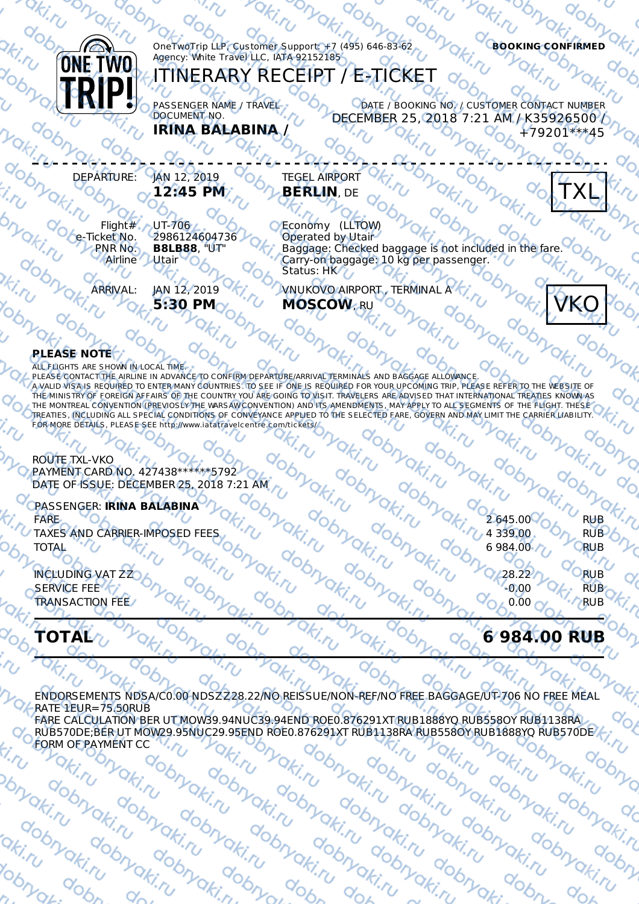OneTwoTrip LLP, Customer Support: +7 (495) 646-83-62
Agency: White Travel LLC, IATA 92152185

**BOOKING CONFIRMED**

# ITINERARY RECEIPT / E-TICKET

PASSENGER NAME / TRAVEL DOCUMENT NO.
**IRINA BALABINA /**

DATE / BOOKING NO. / CUSTOMER CONTACT NUMBER
DECEMBER 25, 2018 7:21 AM / K35926500 / +79201***45

---

| | | | |
|---|---|---|---|
| DEPARTURE: | JAN 12, 2019 **12:45 PM** | TEGEL AIRPORT **BERLIN**, DE | TXL |
| Flight# | UT-706 | Economy (LLTOW) | |
| e-Ticket No. | 2986124604736 | Operated by Utair | |
| PNR No. | **B8LB88**, "UT" | Baggage: Checked baggage is not included in the fare. | |
| Airline | Utair | Carry-on baggage: 10 kg per passenger. Status: HK | |
| ARRIVAL: | JAN 12, 2019 **5:30 PM** | VNUKOVO AIRPORT , TERMINAL A **MOSCOW**, RU | VKO |

**PLEASE NOTE**

ALL FLIGHTS ARE SHOWN IN LOCAL TIME.
PLEASE CONTACT THE AIRLINE IN ADVANCE TO CONFIRM DEPARTURE/ARRIVAL TERMINALS AND BAGGAGE ALLOWANCE.
A VALID VISA IS REQUIRED TO ENTER MANY COUNTRIES. TO SEE IF ONE IS REQUIRED FOR YOUR UPCOMING TRIP, PLEASE REFER TO THE WEBSITE OF THE MINISTRY OF FOREIGN AFFAIRS OF THE COUNTRY YOU ARE GOING TO VISIT. TRAVELERS ARE ADVISED THAT INTERNATIONAL TREATIES KNOWN AS THE MONTREAL CONVENTION (PREVIOSLY THE WARSAW CONVENTION) AND ITS AMENDMENTS, MAY APPLY TO ALL SEGMENTS OF THE FLIGHT. THESE TREATIES, INCLUDING ALL SPECIAL CONDITIONS OF CONVEYANCE APPLIED TO THE SELECTED FARE, GOVERN AND MAY LIMIT THE CARRIER LIABILITY. FOR MORE DETAILS, PLEASE SEE http://www.iatatravelcentre.com/tickets/

ROUTE TXL-VKO
PAYMENT CARD NO. 427438******5792
DATE OF ISSUE: DECEMBER 25, 2018 7:21 AM

PASSENGER: **IRINA BALABINA**

| | | |
|---|---|---|
| FARE | 2 645.00 | RUB |
| TAXES AND CARRIER-IMPOSED FEES | 4 339.00 | RUB |
| TOTAL | 6 984.00 | RUB |
| INCLUDING VAT ZZ | 28.22 | RUB |
| SERVICE FEE | -0.00 | RUB |
| TRANSACTION FEE | 0.00 | RUB |

**TOTAL** **6 984.00 RUB**

ENDORSEMENTS NDSA/C0.00 NDSZZ28.22/NO REISSUE/NON-REF/NO FREE BAGGAGE/UT-706 NO FREE MEAL
RATE 1EUR=75.50RUB
FARE CALCULATION BER UT MOW39.94NUC39.94END ROE0.876291XT RUB1888YQ RUB558OY RUB1138RA RUB570DE;BER UT MOW29.95NUC29.95END ROE0.876291XT RUB1138RA RUB558OY RUB1888YQ RUB570DE
FORM OF PAYMENT CC